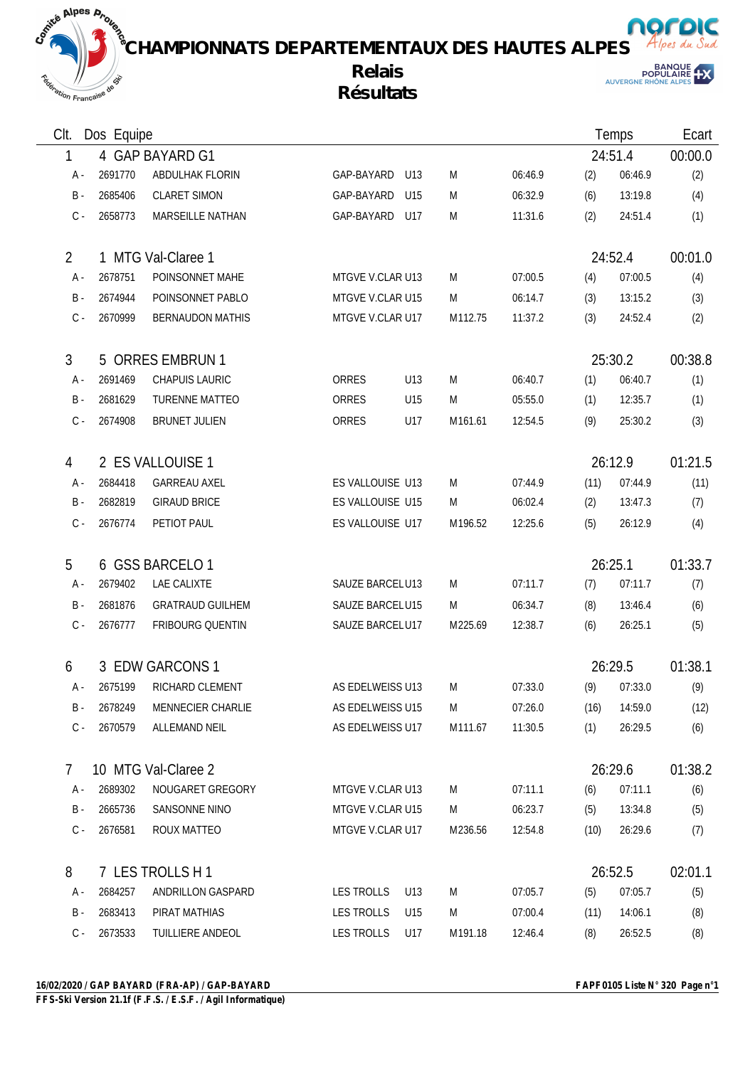# CHAMPIONNATS DEPARTEMENTAUX DES HAUTES ALPES

## Relais
## Résultats

| Clt. | Dos | Equipe | | | | | | Temps | | Ecart |
|---|---|---|---|---|---|---|---|---|---|---|
| 1 | 4 | GAP BAYARD G1 | | | | | | 24:51.4 | | 00:00.0 |
| A - | 2691770 | ABDULHAK FLORIN | GAP-BAYARD | U13 | M | | 06:46.9 | (2) | 06:46.9 | (2) |
| B - | 2685406 | CLARET SIMON | GAP-BAYARD | U15 | M | | 06:32.9 | (6) | 13:19.8 | (4) |
| C - | 2658773 | MARSEILLE NATHAN | GAP-BAYARD | U17 | M | | 11:31.6 | (2) | 24:51.4 | (1) |
| 2 | 1 | MTG Val-Claree 1 | | | | | | 24:52.4 | | 00:01.0 |
| A - | 2678751 | POINSONNET MAHE | MTGVE V.CLAR | U13 | M | | 07:00.5 | (4) | 07:00.5 | (4) |
| B - | 2674944 | POINSONNET PABLO | MTGVE V.CLAR | U15 | M | | 06:14.7 | (3) | 13:15.2 | (3) |
| C - | 2670999 | BERNAUDON MATHIS | MTGVE V.CLAR | U17 | M | 112.75 | 11:37.2 | (3) | 24:52.4 | (2) |
| 3 | 5 | ORRES EMBRUN 1 | | | | | | 25:30.2 | | 00:38.8 |
| A - | 2691469 | CHAPUIS LAURIC | ORRES | U13 | M | | 06:40.7 | (1) | 06:40.7 | (1) |
| B - | 2681629 | TURENNE MATTEO | ORRES | U15 | M | | 05:55.0 | (1) | 12:35.7 | (1) |
| C - | 2674908 | BRUNET JULIEN | ORRES | U17 | M | 161.61 | 12:54.5 | (9) | 25:30.2 | (3) |
| 4 | 2 | ES VALLOUISE 1 | | | | | | 26:12.9 | | 01:21.5 |
| A - | 2684418 | GARREAU AXEL | ES VALLOUISE | U13 | M | | 07:44.9 | (11) | 07:44.9 | (11) |
| B - | 2682819 | GIRAUD BRICE | ES VALLOUISE | U15 | M | | 06:02.4 | (2) | 13:47.3 | (7) |
| C - | 2676774 | PETIOT PAUL | ES VALLOUISE | U17 | M | 196.52 | 12:25.6 | (5) | 26:12.9 | (4) |
| 5 | 6 | GSS BARCELO 1 | | | | | | 26:25.1 | | 01:33.7 |
| A - | 2679402 | LAE CALIXTE | SAUZE BARCEL | U13 | M | | 07:11.7 | (7) | 07:11.7 | (7) |
| B - | 2681876 | GRATRAUD GUILHEM | SAUZE BARCEL | U15 | M | | 06:34.7 | (8) | 13:46.4 | (6) |
| C - | 2676777 | FRIBOURG QUENTIN | SAUZE BARCEL | U17 | M | 225.69 | 12:38.7 | (6) | 26:25.1 | (5) |
| 6 | 3 | EDW GARCONS 1 | | | | | | 26:29.5 | | 01:38.1 |
| A - | 2675199 | RICHARD CLEMENT | AS EDELWEISS | U13 | M | | 07:33.0 | (9) | 07:33.0 | (9) |
| B - | 2678249 | MENNECIER CHARLIE | AS EDELWEISS | U15 | M | | 07:26.0 | (16) | 14:59.0 | (12) |
| C - | 2670579 | ALLEMAND NEIL | AS EDELWEISS | U17 | M | 111.67 | 11:30.5 | (1) | 26:29.5 | (6) |
| 7 | 10 | MTG Val-Claree 2 | | | | | | 26:29.6 | | 01:38.2 |
| A - | 2689302 | NOUGARET GREGORY | MTGVE V.CLAR | U13 | M | | 07:11.1 | (6) | 07:11.1 | (6) |
| B - | 2665736 | SANSONNE NINO | MTGVE V.CLAR | U15 | M | | 06:23.7 | (5) | 13:34.8 | (5) |
| C - | 2676581 | ROUX MATTEO | MTGVE V.CLAR | U17 | M | 236.56 | 12:54.8 | (10) | 26:29.6 | (7) |
| 8 | 7 | LES TROLLS H 1 | | | | | | 26:52.5 | | 02:01.1 |
| A - | 2684257 | ANDRILLON GASPARD | LES TROLLS | U13 | M | | 07:05.7 | (5) | 07:05.7 | (5) |
| B - | 2683413 | PIRAT MATHIAS | LES TROLLS | U15 | M | | 07:00.4 | (11) | 14:06.1 | (8) |
| C - | 2673533 | TUILLIERE ANDEOL | LES TROLLS | U17 | M | 191.18 | 12:46.4 | (8) | 26:52.5 | (8) |

16/02/2020 / GAP BAYARD (FRA-AP) / GAP-BAYARD

FFS-Ski Version 21.1f (F.F.S. / E.S.F. / Agil Informatique)

FAPF0105 Liste N° 320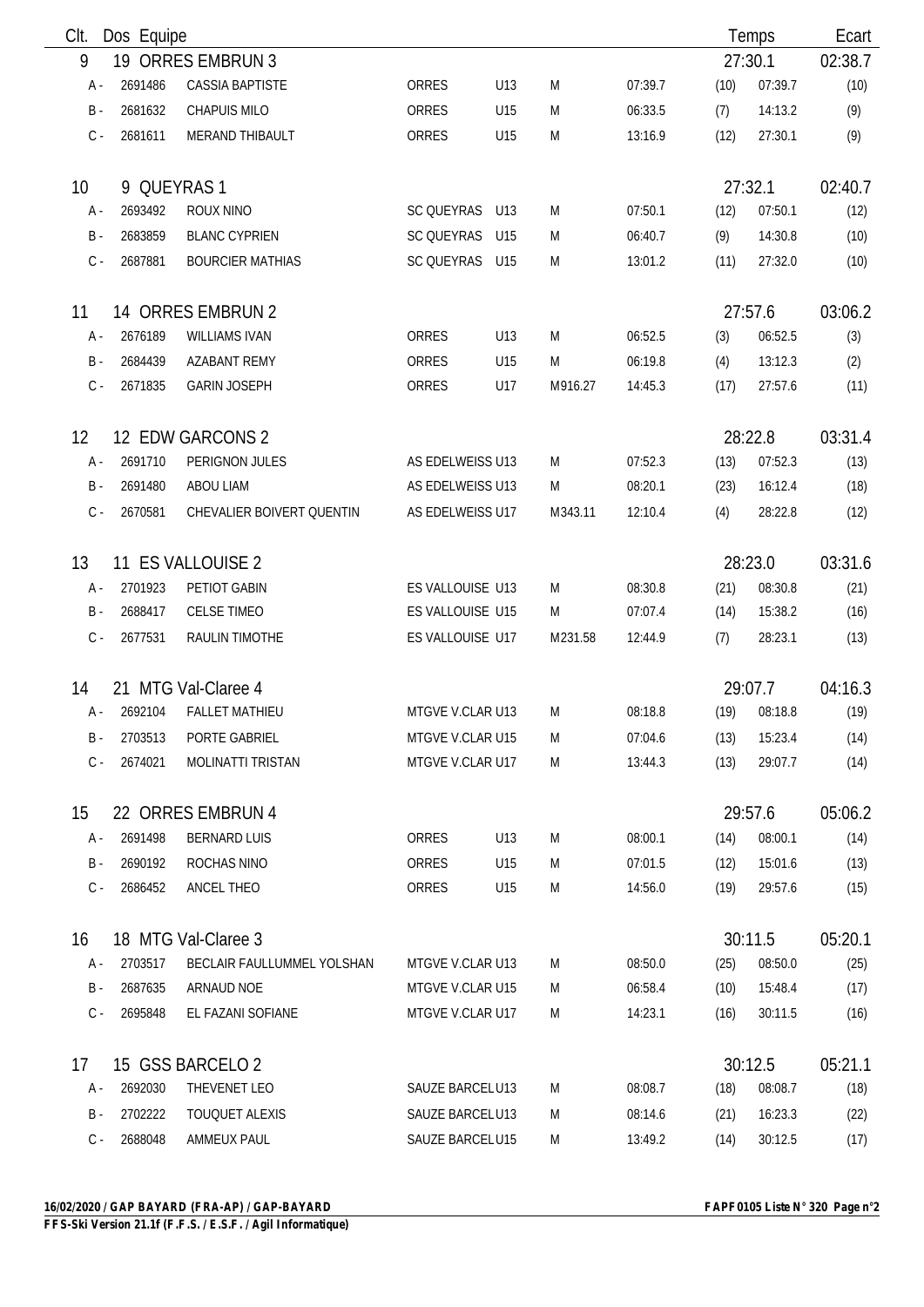| Clt. | Dos | Equipe | | | | | | Temps | Ecart |
|---|---|---|---|---|---|---|---|---|---|
| 9 | 19 | ORRES EMBRUN 3 | | | | | | 27:30.1 | 02:38.7 |
| A - | 2691486 | CASSIA BAPTISTE | ORRES | U13 | M | 07:39.7 | (10) | 07:39.7 | (10) |
| B - | 2681632 | CHAPUIS MILO | ORRES | U15 | M | 06:33.5 | (7) | 14:13.2 | (9) |
| C - | 2681611 | MERAND THIBAULT | ORRES | U15 | M | 13:16.9 | (12) | 27:30.1 | (9) |
| 10 | 9 | QUEYRAS 1 | | | | | | 27:32.1 | 02:40.7 |
| A - | 2693492 | ROUX NINO | SC QUEYRAS | U13 | M | 07:50.1 | (12) | 07:50.1 | (12) |
| B - | 2683859 | BLANC CYPRIEN | SC QUEYRAS | U15 | M | 06:40.7 | (9) | 14:30.8 | (10) |
| C - | 2687881 | BOURCIER MATHIAS | SC QUEYRAS | U15 | M | 13:01.2 | (11) | 27:32.0 | (10) |
| 11 | 14 | ORRES EMBRUN 2 | | | | | | 27:57.6 | 03:06.2 |
| A - | 2676189 | WILLIAMS IVAN | ORRES | U13 | M | 06:52.5 | (3) | 06:52.5 | (3) |
| B - | 2684439 | AZABANT REMY | ORRES | U15 | M | 06:19.8 | (4) | 13:12.3 | (2) |
| C - | 2671835 | GARIN JOSEPH | ORRES | U17 | M916.27 | 14:45.3 | (17) | 27:57.6 | (11) |
| 12 | 12 | EDW GARCONS 2 | | | | | | 28:22.8 | 03:31.4 |
| A - | 2691710 | PERIGNON JULES | AS EDELWEISS | U13 | M | 07:52.3 | (13) | 07:52.3 | (13) |
| B - | 2691480 | ABOU LIAM | AS EDELWEISS | U13 | M | 08:20.1 | (23) | 16:12.4 | (18) |
| C - | 2670581 | CHEVALIER BOIVERT QUENTIN | AS EDELWEISS | U17 | M343.11 | 12:10.4 | (4) | 28:22.8 | (12) |
| 13 | 11 | ES VALLOUISE 2 | | | | | | 28:23.0 | 03:31.6 |
| A - | 2701923 | PETIOT GABIN | ES VALLOUISE | U13 | M | 08:30.8 | (21) | 08:30.8 | (21) |
| B - | 2688417 | CELSE TIMEO | ES VALLOUISE | U15 | M | 07:07.4 | (14) | 15:38.2 | (16) |
| C - | 2677531 | RAULIN TIMOTHE | ES VALLOUISE | U17 | M231.58 | 12:44.9 | (7) | 28:23.1 | (13) |
| 14 | 21 | MTG Val-Claree 4 | | | | | | 29:07.7 | 04:16.3 |
| A - | 2692104 | FALLET MATHIEU | MTGVE V.CLAR | U13 | M | 08:18.8 | (19) | 08:18.8 | (19) |
| B - | 2703513 | PORTE GABRIEL | MTGVE V.CLAR | U15 | M | 07:04.6 | (13) | 15:23.4 | (14) |
| C - | 2674021 | MOLINATTI TRISTAN | MTGVE V.CLAR | U17 | M | 13:44.3 | (13) | 29:07.7 | (14) |
| 15 | 22 | ORRES EMBRUN 4 | | | | | | 29:57.6 | 05:06.2 |
| A - | 2691498 | BERNARD LUIS | ORRES | U13 | M | 08:00.1 | (14) | 08:00.1 | (14) |
| B - | 2690192 | ROCHAS NINO | ORRES | U15 | M | 07:01.5 | (12) | 15:01.6 | (13) |
| C - | 2686452 | ANCEL THEO | ORRES | U15 | M | 14:56.0 | (19) | 29:57.6 | (15) |
| 16 | 18 | MTG Val-Claree 3 | | | | | | 30:11.5 | 05:20.1 |
| A - | 2703517 | BECLAIR FAULLUMMEL YOLSHAN | MTGVE V.CLAR | U13 | M | 08:50.0 | (25) | 08:50.0 | (25) |
| B - | 2687635 | ARNAUD NOE | MTGVE V.CLAR | U15 | M | 06:58.4 | (10) | 15:48.4 | (17) |
| C - | 2695848 | EL FAZANI SOFIANE | MTGVE V.CLAR | U17 | M | 14:23.1 | (16) | 30:11.5 | (16) |
| 17 | 15 | GSS BARCELO 2 | | | | | | 30:12.5 | 05:21.1 |
| A - | 2692030 | THEVENET LEO | SAUZE BARCEL | U13 | M | 08:08.7 | (18) | 08:08.7 | (18) |
| B - | 2702222 | TOUQUET ALEXIS | SAUZE BARCEL | U13 | M | 08:14.6 | (21) | 16:23.3 | (22) |
| C - | 2688048 | AMMEUX PAUL | SAUZE BARCEL | U15 | M | 13:49.2 | (14) | 30:12.5 | (17) |

**16/02/2020 / GAP BAYARD (FRA-AP) / GAP-BAYARD** — **FAPF0105 Liste N° 320**

**FFS-Ski Version 21.1f (F.F.S. / E.S.F. / Agil Informatique)**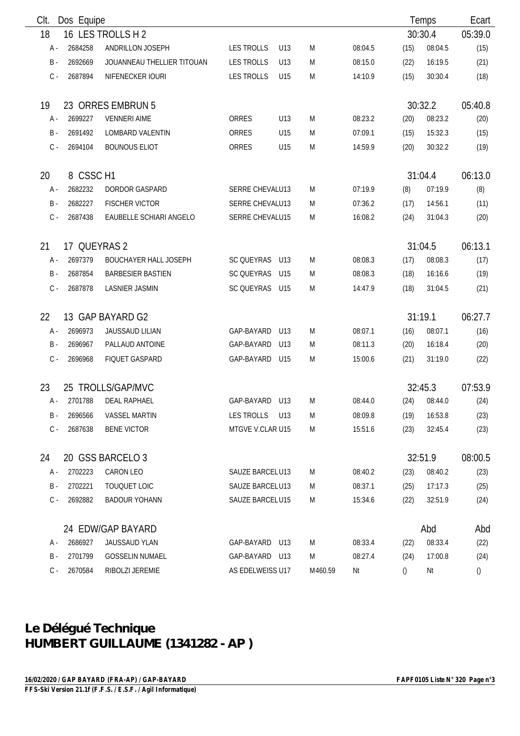| Clt. | Dos | Equipe | | | | | | | Temps | Ecart |
|---|---|---|---|---|---|---|---|---|---|---|
| 18 | 16 | LES TROLLS H 2 | | | | | | | 30:30.4 | 05:39.0 |
| A - | 2684258 | ANDRILLON JOSEPH | LES TROLLS | U13 | M | 08:04.5 | (15) | | 08:04.5 | (15) |
| B - | 2692669 | JOUANNEAU THELLIER TITOUAN | LES TROLLS | U13 | M | 08:15.0 | (22) | | 16:19.5 | (21) |
| C - | 2687894 | NIFENECKER IOURI | LES TROLLS | U15 | M | 14:10.9 | (15) | | 30:30.4 | (18) |
| 19 | 23 | ORRES EMBRUN 5 | | | | | | | 30:32.2 | 05:40.8 |
| A - | 2699227 | VENNERI AIME | ORRES | U13 | M | 08:23.2 | (20) | | 08:23.2 | (20) |
| B - | 2691492 | LOMBARD VALENTIN | ORRES | U15 | M | 07:09.1 | (15) | | 15:32.3 | (15) |
| C - | 2694104 | BOUNOUS ELIOT | ORRES | U15 | M | 14:59.9 | (20) | | 30:32.2 | (19) |
| 20 | 8 | CSSC H1 | | | | | | | 31:04.4 | 06:13.0 |
| A - | 2682232 | DORDOR GASPARD | SERRE CHEVALU13 | | M | 07:19.9 | (8) | | 07:19.9 | (8) |
| B - | 2682227 | FISCHER VICTOR | SERRE CHEVALU13 | | M | 07:36.2 | (17) | | 14:56.1 | (11) |
| C - | 2687438 | EAUBELLE SCHIARI ANGELO | SERRE CHEVALU15 | | M | 16:08.2 | (24) | | 31:04.3 | (20) |
| 21 | 17 | QUEYRAS 2 | | | | | | | 31:04.5 | 06:13.1 |
| A - | 2697379 | BOUCHAYER HALL JOSEPH | SC QUEYRAS | U13 | M | 08:08.3 | (17) | | 08:08.3 | (17) |
| B - | 2687854 | BARBESIER BASTIEN | SC QUEYRAS | U15 | M | 08:08.3 | (18) | | 16:16.6 | (19) |
| C - | 2687878 | LASNIER JASMIN | SC QUEYRAS | U15 | M | 14:47.9 | (18) | | 31:04.5 | (21) |
| 22 | 13 | GAP BAYARD G2 | | | | | | | 31:19.1 | 06:27.7 |
| A - | 2696973 | JAUSSAUD LILIAN | GAP-BAYARD | U13 | M | 08:07.1 | (16) | | 08:07.1 | (16) |
| B - | 2696967 | PALLAUD ANTOINE | GAP-BAYARD | U13 | M | 08:11.3 | (20) | | 16:18.4 | (20) |
| C - | 2696968 | FIQUET GASPARD | GAP-BAYARD | U15 | M | 15:00.6 | (21) | | 31:19.0 | (22) |
| 23 | 25 | TROLLS/GAP/MVC | | | | | | | 32:45.3 | 07:53.9 |
| A - | 2701788 | DEAL RAPHAEL | GAP-BAYARD | U13 | M | 08:44.0 | (24) | | 08:44.0 | (24) |
| B - | 2696566 | VASSEL MARTIN | LES TROLLS | U13 | M | 08:09.8 | (19) | | 16:53.8 | (23) |
| C - | 2687638 | BENE VICTOR | MTGVE V.CLAR U15 | | M | 15:51.6 | (23) | | 32:45.4 | (23) |
| 24 | 20 | GSS BARCELO 3 | | | | | | | 32:51.9 | 08:00.5 |
| A - | 2702223 | CARON LEO | SAUZE BARCELU13 | | M | 08:40.2 | (23) | | 08:40.2 | (23) |
| B - | 2702221 | TOUQUET LOIC | SAUZE BARCELU13 | | M | 08:37.1 | (25) | | 17:17.3 | (25) |
| C - | 2692882 | BADOUR YOHANN | SAUZE BARCELU15 | | M | 15:34.6 | (22) | | 32:51.9 | (24) |
| | 24 | EDW/GAP BAYARD | | | | | | | Abd | Abd |
| A - | 2686927 | JAUSSAUD YLAN | GAP-BAYARD | U13 | M | 08:33.4 | (22) | | 08:33.4 | (22) |
| B - | 2701799 | GOSSELIN NUMAEL | GAP-BAYARD | U13 | M | 08:27.4 | (24) | | 17:00.8 | (24) |
| C - | 2670584 | RIBOLZI JEREMIE | AS EDELWEISS U17 | | M460.59 | Nt | () | | Nt | () |

**Le Délégué Technique**
**HUMBERT GUILLAUME (1341282 - AP )**

16/02/2020 / GAP BAYARD (FRA-AP) / GAP-BAYARD — FAPF0105 Liste N° 320

FFS-Ski Version 21.1f (F.F.S. / E.S.F. / Agil Informatique)